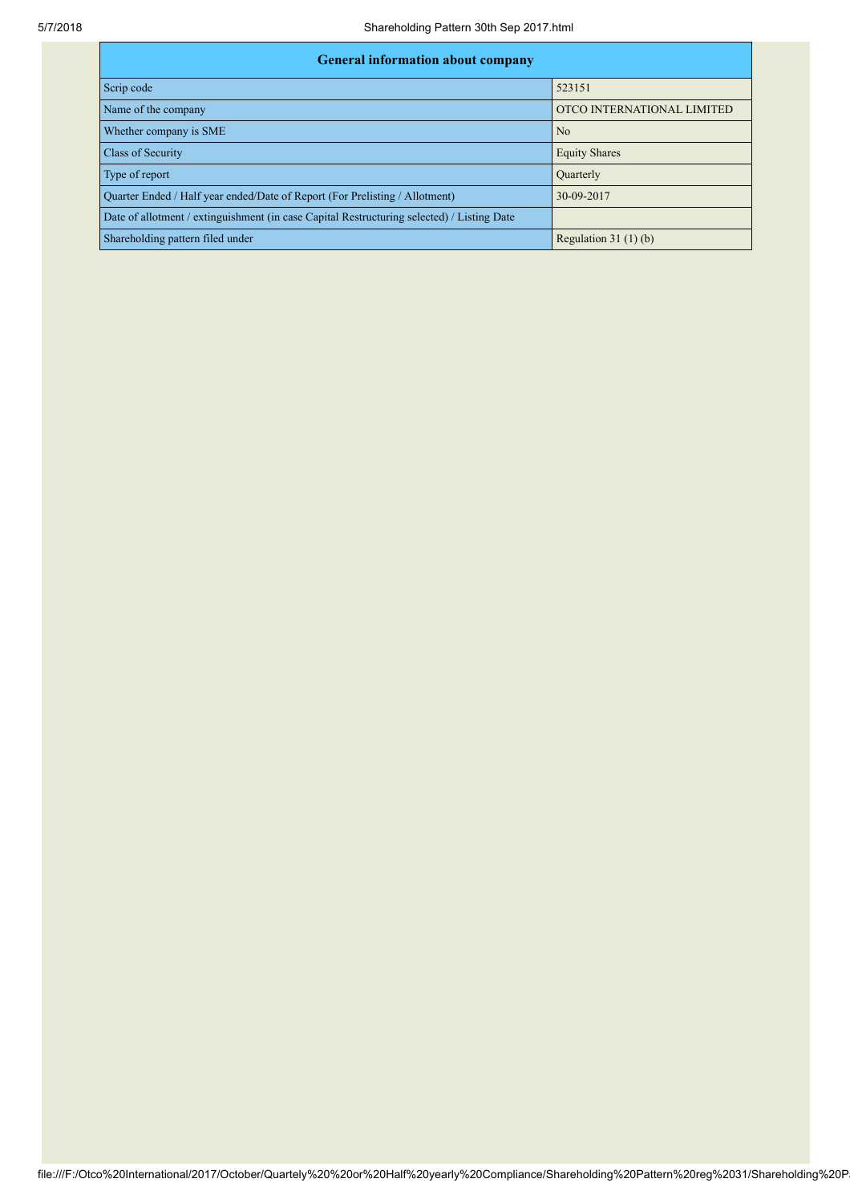| General information about company | |
|---|---|
| Scrip code | 523151 |
| Name of the company | OTCO INTERNATIONAL LIMITED |
| Whether company is SME | No |
| Class of Security | Equity Shares |
| Type of report | Quarterly |
| Quarter Ended / Half year ended/Date of Report (For Prelisting / Allotment) | 30-09-2017 |
| Date of allotment / extinguishment (in case Capital Restructuring selected) / Listing Date | |
| Shareholding pattern filed under | Regulation 31 (1) (b) |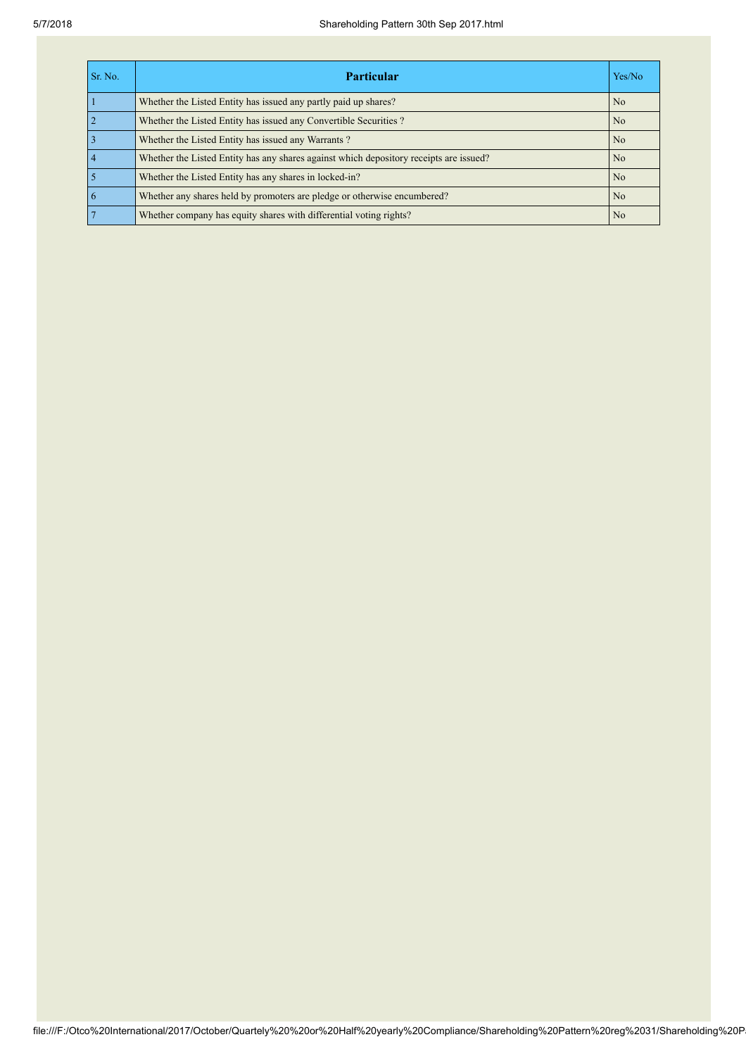| Sr. No. | Particular | Yes/No |
|---|---|---|
| 1 | Whether the Listed Entity has issued any partly paid up shares? | No |
| 2 | Whether the Listed Entity has issued any Convertible Securities ? | No |
| 3 | Whether the Listed Entity has issued any Warrants ? | No |
| 4 | Whether the Listed Entity has any shares against which depository receipts are issued? | No |
| 5 | Whether the Listed Entity has any shares in locked-in? | No |
| 6 | Whether any shares held by promoters are pledge or otherwise encumbered? | No |
| 7 | Whether company has equity shares with differential voting rights? | No |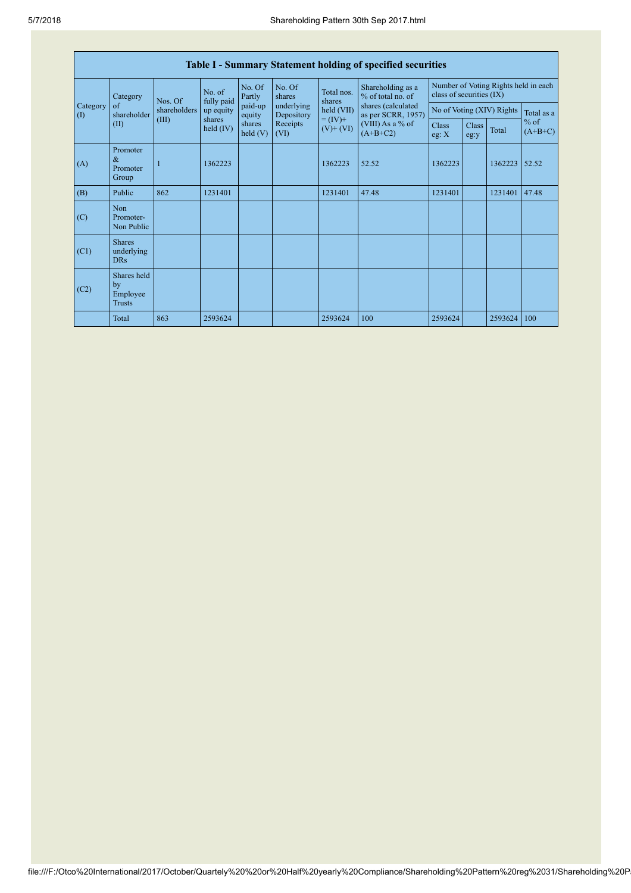## Table I - Summary Statement holding of specified securities

| Category (I) | Category of shareholder (II) | Nos. Of shareholders (III) | No. of fully paid up equity shares held (IV) | No. Of Partly paid-up equity shares held (V) | No. Of shares underlying Depository Receipts (VI) | Total nos. shares held (VII) = (IV)+ (V)+ (VI) | Shareholding as a % of total no. of shares (calculated as per SCRR, 1957) (VIII) As a % of (A+B+C2) | Number of Voting Rights held in each class of securities (IX) | | | |
|---|---|---|---|---|---|---|---|---|---|---|---|
| | | | | | | | | No of Voting (XIV) Rights | | | Total as a % of (A+B+C) |
| | | | | | | | | Class eg: X | Class eg:y | Total | |
| (A) | Promoter & Promoter Group | 1 | 1362223 | | | 1362223 | 52.52 | 1362223 | | 1362223 | 52.52 |
| (B) | Public | 862 | 1231401 | | | 1231401 | 47.48 | 1231401 | | 1231401 | 47.48 |
| (C) | Non Promoter- Non Public | | | | | | | | | | |
| (C1) | Shares underlying DRs | | | | | | | | | | |
| (C2) | Shares held by Employee Trusts | | | | | | | | | | |
| | Total | 863 | 2593624 | | | 2593624 | 100 | 2593624 | | 2593624 | 100 |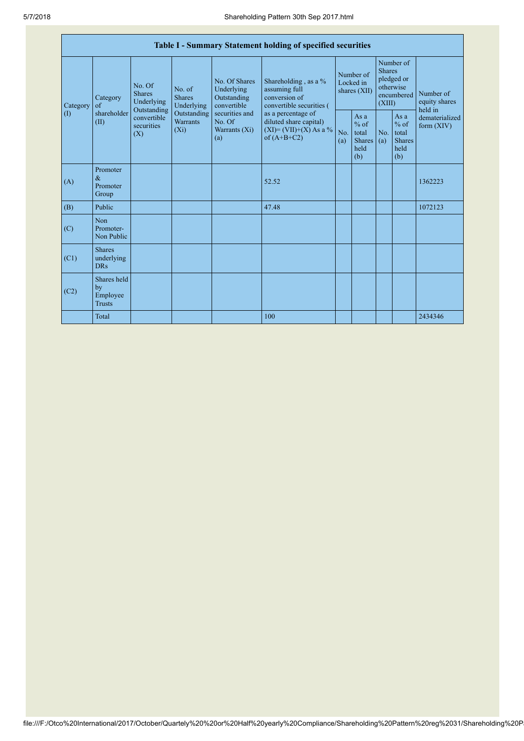| Table I - Summary Statement holding of specified securities | | | | | | | | | | |
|---|---|---|---|---|---|---|---|---|---|---|
| Category (I) | Category of shareholder (II) | No. Of Shares Underlying Outstanding convertible securities (X) | No. of Shares Underlying Outstanding Warrants (Xi) | No. Of Shares Underlying Outstanding convertible securities and No. Of Warrants (Xi) (a) | Shareholding , as a % assuming full conversion of convertible securities ( as a percentage of diluted share capital) (XI)= (VII)+(X) As a % of (A+B+C2) | Number of Locked in shares (XII) | | Number of Shares pledged or otherwise encumbered (XIII) | | Number of equity shares held in dematerialized form (XIV) |
| | | | | | | No. (a) | As a % of total Shares held (b) | No. (a) | As a % of total Shares held (b) | |
| (A) | Promoter & Promoter Group | | | | 52.52 | | | | | 1362223 |
| (B) | Public | | | | 47.48 | | | | | 1072123 |
| (C) | Non Promoter- Non Public | | | | | | | | | |
| (C1) | Shares underlying DRs | | | | | | | | | |
| (C2) | Shares held by Employee Trusts | | | | | | | | | |
| | Total | | | | 100 | | | | | 2434346 |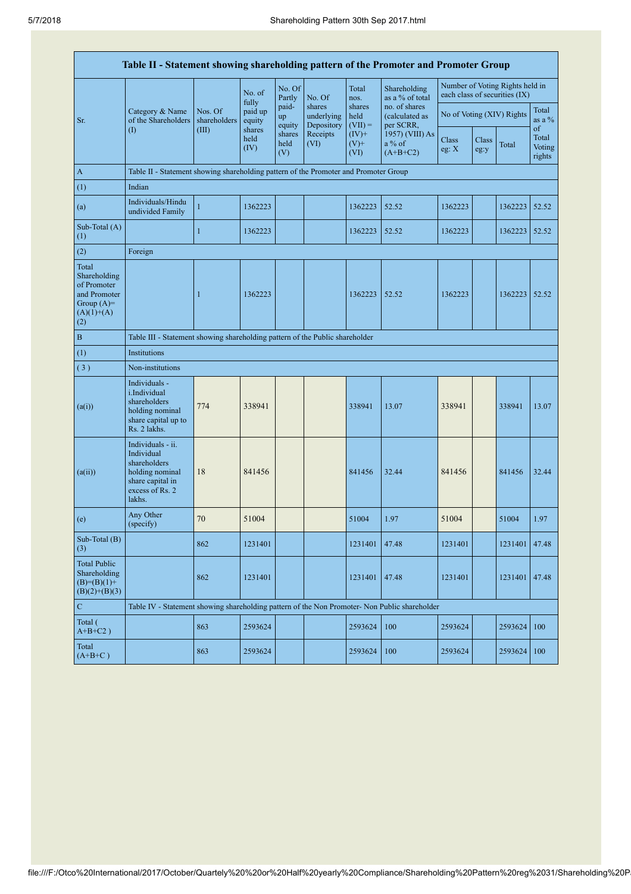| Table II - Statement showing shareholding pattern of the Promoter and Promoter Group | | | | | | | | | | | | |
|---|---|---|---|---|---|---|---|---|---|---|---|---|
| Sr. | Category & Name of the Shareholders (I) | Nos. Of shareholders (III) | No. of fully paid up equity shares held (IV) | No. Of Partly paid-up equity shares held (V) | No. Of shares underlying Depository Receipts (VI) | Total nos. shares held (VII) = (IV)+ (V)+ (VI) | Shareholding as a % of total no. of shares (calculated as per SCRR, 1957) (VIII) As a % of (A+B+C2) | Number of Voting Rights held in each class of securities (IX) | | | |
| | | | | | | | | No of Voting (XIV) Rights | | | Total as a % of Total Voting rights |
| | | | | | | | | Class eg: X | Class eg:y | Total | |
| A | Table II - Statement showing shareholding pattern of the Promoter and Promoter Group | | | | | | | | | | |
| (1) | Indian | | | | | | | | | | |
| (a) | Individuals/Hindu undivided Family | 1 | 1362223 | | | 1362223 | 52.52 | 1362223 | | 1362223 | 52.52 |
| Sub-Total (A) (1) | | 1 | 1362223 | | | 1362223 | 52.52 | 1362223 | | 1362223 | 52.52 |
| (2) | Foreign | | | | | | | | | | |
| Total Shareholding of Promoter and Promoter Group (A)= (A)(1)+(A)(2) | | 1 | 1362223 | | | 1362223 | 52.52 | 1362223 | | 1362223 | 52.52 |
| B | Table III - Statement showing shareholding pattern of the Public shareholder | | | | | | | | | | |
| (1) | Institutions | | | | | | | | | | |
| ( 3 ) | Non-institutions | | | | | | | | | | |
| (a(i)) | Individuals - i.Individual shareholders holding nominal share capital up to Rs. 2 lakhs. | 774 | 338941 | | | 338941 | 13.07 | 338941 | | 338941 | 13.07 |
| (a(ii)) | Individuals - ii. Individual shareholders holding nominal share capital in excess of Rs. 2 lakhs. | 18 | 841456 | | | 841456 | 32.44 | 841456 | | 841456 | 32.44 |
| (e) | Any Other (specify) | 70 | 51004 | | | 51004 | 1.97 | 51004 | | 51004 | 1.97 |
| Sub-Total (B) (3) | | 862 | 1231401 | | | 1231401 | 47.48 | 1231401 | | 1231401 | 47.48 |
| Total Public Shareholding (B)=(B)(1)+(B)(2)+(B)(3) | | 862 | 1231401 | | | 1231401 | 47.48 | 1231401 | | 1231401 | 47.48 |
| C | Table IV - Statement showing shareholding pattern of the Non Promoter- Non Public shareholder | | | | | | | | | | |
| Total ( A+B+C2 ) | | 863 | 2593624 | | | 2593624 | 100 | 2593624 | | 2593624 | 100 |
| Total (A+B+C ) | | 863 | 2593624 | | | 2593624 | 100 | 2593624 | | 2593624 | 100 |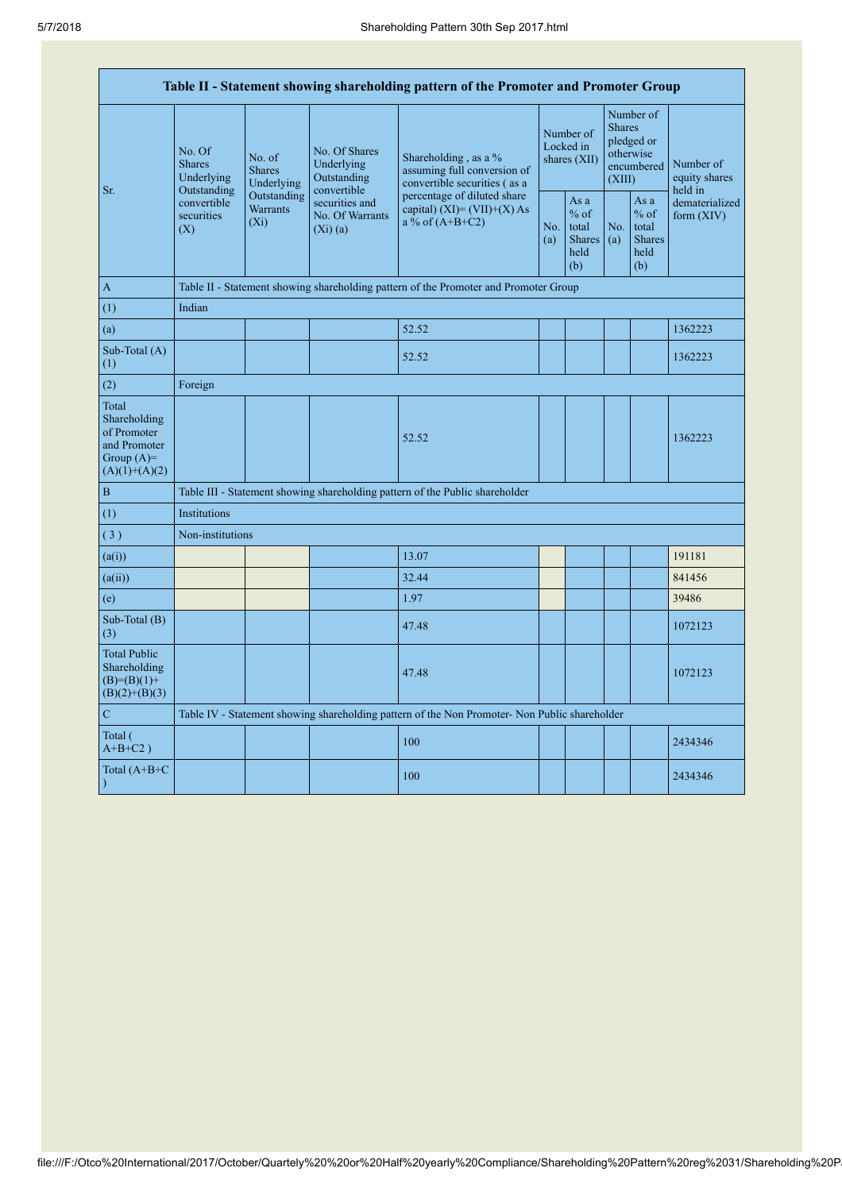| Table II - Statement showing shareholding pattern of the Promoter and Promoter Group | | | | | | | | | |
|---|---|---|---|---|---|---|---|---|---|
| Sr. | No. Of Shares Underlying Outstanding convertible securities (X) | No. of Shares Underlying Outstanding Warrants (Xi) | No. Of Shares Underlying Outstanding convertible securities and No. Of Warrants (Xi) (a) | Shareholding , as a % assuming full conversion of convertible securities ( as a percentage of diluted share capital) (XI)= (VII)+(X) As a % of (A+B+C2) | Number of Locked in shares (XII) | | Number of Shares pledged or otherwise encumbered (XIII) | | Number of equity shares held in dematerialized form (XIV) |
| | | | | | No. (a) | As a % of total Shares held (b) | No. (a) | As a % of total Shares held (b) | |
| A | Table II - Statement showing shareholding pattern of the Promoter and Promoter Group | | | | | | | | |
| (1) | Indian | | | | | | | | |
| (a) | | | | 52.52 | | | | | 1362223 |
| Sub-Total (A) (1) | | | | 52.52 | | | | | 1362223 |
| (2) | Foreign | | | | | | | | |
| Total Shareholding of Promoter and Promoter Group (A)= (A)(1)+(A)(2) | | | | 52.52 | | | | | 1362223 |
| B | Table III - Statement showing shareholding pattern of the Public shareholder | | | | | | | | |
| (1) | Institutions | | | | | | | | |
| ( 3 ) | Non-institutions | | | | | | | | |
| (a(i)) | | | | 13.07 | | | | | 191181 |
| (a(ii)) | | | | 32.44 | | | | | 841456 |
| (e) | | | | 1.97 | | | | | 39486 |
| Sub-Total (B) (3) | | | | 47.48 | | | | | 1072123 |
| Total Public Shareholding (B)=(B)(1)+(B)(2)+(B)(3) | | | | 47.48 | | | | | 1072123 |
| C | Table IV - Statement showing shareholding pattern of the Non Promoter- Non Public shareholder | | | | | | | | |
| Total ( A+B+C2 ) | | | | 100 | | | | | 2434346 |
| Total (A+B+C ) | | | | 100 | | | | | 2434346 |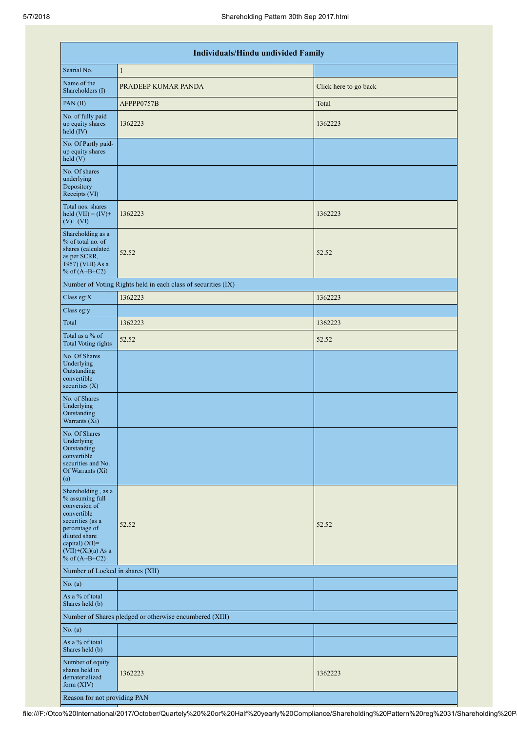| Individuals/Hindu undivided Family | | |
|---|---|---|
| Searial No. | 1 | |
| Name of the Shareholders (I) | PRADEEP KUMAR PANDA | Click here to go back |
| PAN (II) | AFPPP0757B | Total |
| No. of fully paid up equity shares held (IV) | 1362223 | 1362223 |
| No. Of Partly paid-up equity shares held (V) | | |
| No. Of shares underlying Depository Receipts (VI) | | |
| Total nos. shares held (VII) = (IV)+ (V)+ (VI) | 1362223 | 1362223 |
| Shareholding as a % of total no. of shares (calculated as per SCRR, 1957) (VIII) As a % of (A+B+C2) | 52.52 | 52.52 |
| Number of Voting Rights held in each class of securities (IX) | | |
| Class eg:X | 1362223 | 1362223 |
| Class eg:y | | |
| Total | 1362223 | 1362223 |
| Total as a % of Total Voting rights | 52.52 | 52.52 |
| No. Of Shares Underlying Outstanding convertible securities (X) | | |
| No. of Shares Underlying Outstanding Warrants (Xi) | | |
| No. Of Shares Underlying Outstanding convertible securities and No. Of Warrants (Xi) (a) | | |
| Shareholding , as a % assuming full conversion of convertible securities (as a percentage of diluted share capital) (XI)= (VII)+(Xi)(a) As a % of (A+B+C2) | 52.52 | 52.52 |
| Number of Locked in shares (XII) | | |
| No. (a) | | |
| As a % of total Shares held (b) | | |
| Number of Shares pledged or otherwise encumbered (XIII) | | |
| No. (a) | | |
| As a % of total Shares held (b) | | |
| Number of equity shares held in dematerialized form (XIV) | 1362223 | 1362223 |
| Reason for not providing PAN | | |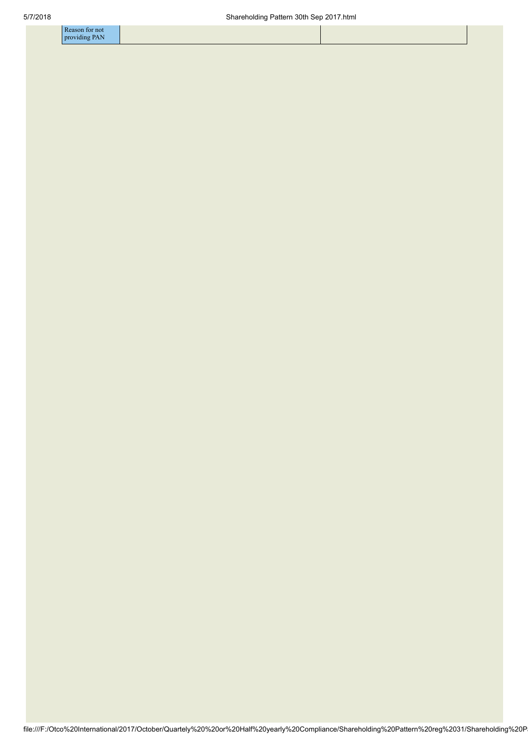| Reason for not providing PAN | | |
|---|---|---|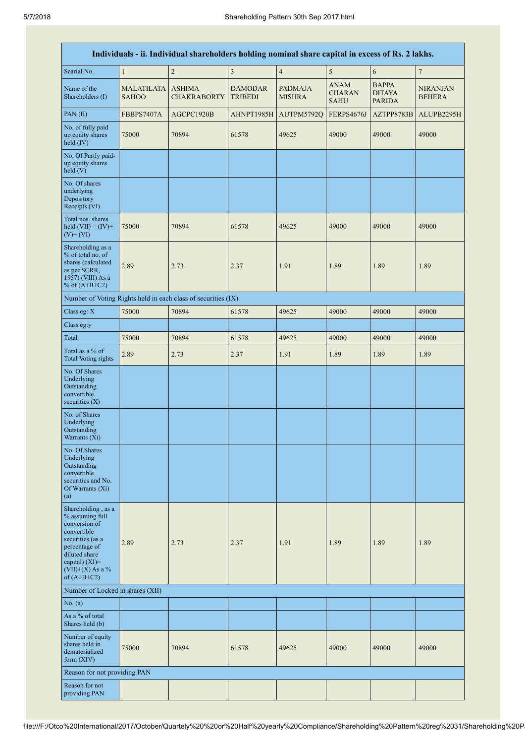| Individuals - ii. Individual shareholders holding nominal share capital in excess of Rs. 2 lakhs. | | | | | | | |
|---|---|---|---|---|---|---|---|
| Searial No. | 1 | 2 | 3 | 4 | 5 | 6 | 7 |
| Name of the Shareholders (I) | MALATILATA SAHOO | ASHIMA CHAKRABORTY | DAMODAR TRIBEDI | PADMAJA MISHRA | ANAM CHARAN SAHU | BAPPA DITAYA PARIDA | NIRANJAN BEHERA |
| PAN (II) | FBBPS7407A | AGCPC1920B | AHNPT1985H | AUTPM5792Q | FERPS4676J | AZTPP8783B | ALUPB2295H |
| No. of fully paid up equity shares held (IV) | 75000 | 70894 | 61578 | 49625 | 49000 | 49000 | 49000 |
| No. Of Partly paid-up equity shares held (V) | | | | | | | |
| No. Of shares underlying Depository Receipts (VI) | | | | | | | |
| Total nos. shares held (VII) = (IV)+ (V)+ (VI) | 75000 | 70894 | 61578 | 49625 | 49000 | 49000 | 49000 |
| Shareholding as a % of total no. of shares (calculated as per SCRR, 1957) (VIII) As a % of (A+B+C2) | 2.89 | 2.73 | 2.37 | 1.91 | 1.89 | 1.89 | 1.89 |
| Number of Voting Rights held in each class of securities (IX) | | | | | | | |
| Class eg: X | 75000 | 70894 | 61578 | 49625 | 49000 | 49000 | 49000 |
| Class eg:y | | | | | | | |
| Total | 75000 | 70894 | 61578 | 49625 | 49000 | 49000 | 49000 |
| Total as a % of Total Voting rights | 2.89 | 2.73 | 2.37 | 1.91 | 1.89 | 1.89 | 1.89 |
| No. Of Shares Underlying Outstanding convertible securities (X) | | | | | | | |
| No. of Shares Underlying Outstanding Warrants (Xi) | | | | | | | |
| No. Of Shares Underlying Outstanding convertible securities and No. Of Warrants (Xi) (a) | | | | | | | |
| Shareholding , as a % assuming full conversion of convertible securities (as a percentage of diluted share capital) (XI)= (VII)+(X) As a % of (A+B+C2) | 2.89 | 2.73 | 2.37 | 1.91 | 1.89 | 1.89 | 1.89 |
| Number of Locked in shares (XII) | | | | | | | |
| No. (a) | | | | | | | |
| As a % of total Shares held (b) | | | | | | | |
| Number of equity shares held in dematerialized form (XIV) | 75000 | 70894 | 61578 | 49625 | 49000 | 49000 | 49000 |
| Reason for not providing PAN | | | | | | | |
| Reason for not providing PAN | | | | | | | |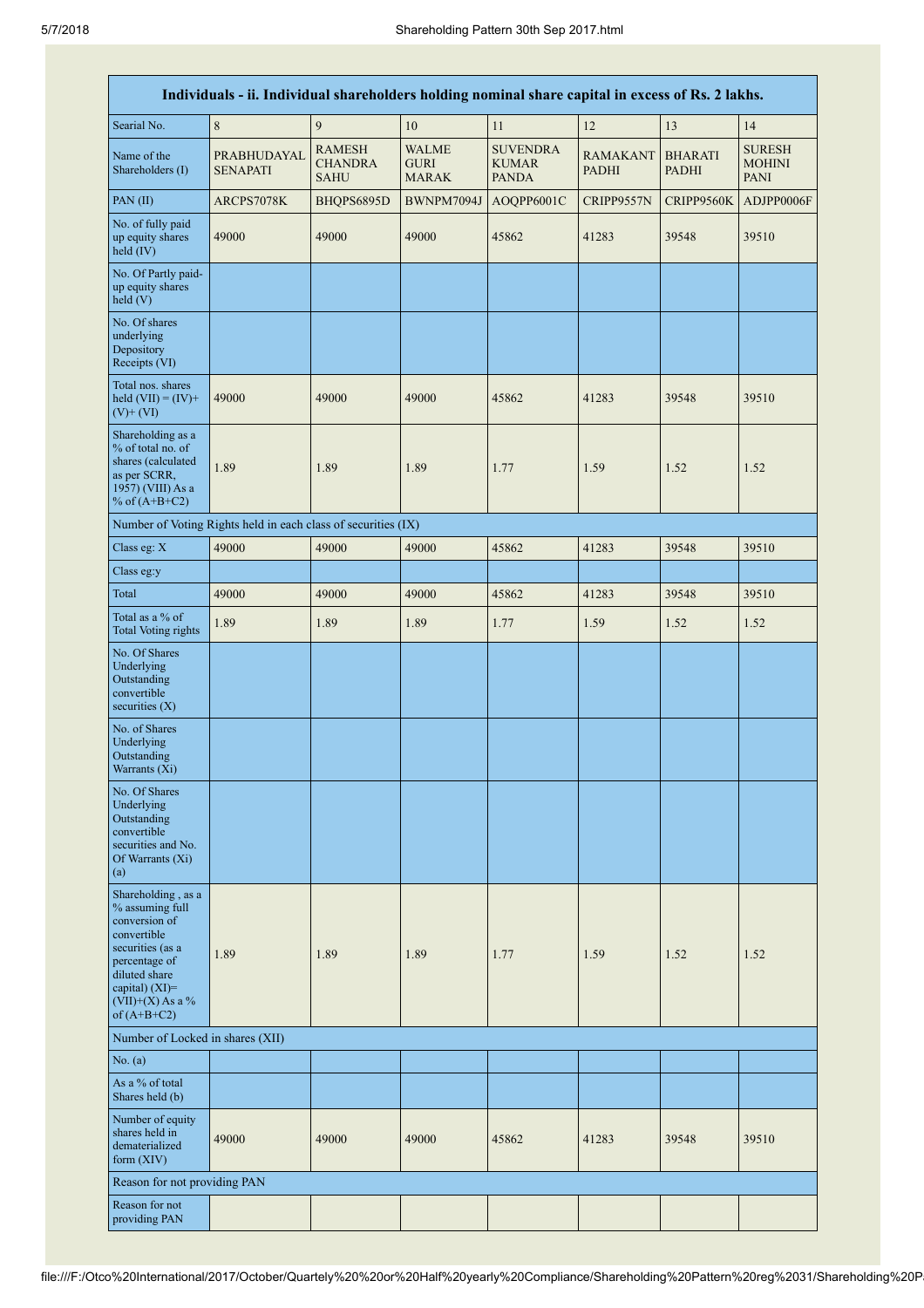| Individuals - ii. Individual shareholders holding nominal share capital in excess of Rs. 2 lakhs. | | | | | | | |
|---|---|---|---|---|---|---|---|
| Searial No. | 8 | 9 | 10 | 11 | 12 | 13 | 14 |
| Name of the Shareholders (I) | PRABHUDAYAL SENAPATI | RAMESH CHANDRA SAHU | WALME GURI MARAK | SUVENDRA KUMAR PANDA | RAMAKANT PADHI | BHARATI PADHI | SURESH MOHINI PANI |
| PAN (II) | ARCPS7078K | BHQPS6895D | BWNPM7094J | AOQPP6001C | CRIPP9557N | CRIPP9560K | ADJPP0006F |
| No. of fully paid up equity shares held (IV) | 49000 | 49000 | 49000 | 45862 | 41283 | 39548 | 39510 |
| No. Of Partly paid-up equity shares held (V) | | | | | | | |
| No. Of shares underlying Depository Receipts (VI) | | | | | | | |
| Total nos. shares held (VII) = (IV)+ (V)+ (VI) | 49000 | 49000 | 49000 | 45862 | 41283 | 39548 | 39510 |
| Shareholding as a % of total no. of shares (calculated as per SCRR, 1957) (VIII) As a % of (A+B+C2) | 1.89 | 1.89 | 1.89 | 1.77 | 1.59 | 1.52 | 1.52 |
| Number of Voting Rights held in each class of securities (IX) | | | | | | | |
| Class eg: X | 49000 | 49000 | 49000 | 45862 | 41283 | 39548 | 39510 |
| Class eg:y | | | | | | | |
| Total | 49000 | 49000 | 49000 | 45862 | 41283 | 39548 | 39510 |
| Total as a % of Total Voting rights | 1.89 | 1.89 | 1.89 | 1.77 | 1.59 | 1.52 | 1.52 |
| No. Of Shares Underlying Outstanding convertible securities (X) | | | | | | | |
| No. of Shares Underlying Outstanding Warrants (Xi) | | | | | | | |
| No. Of Shares Underlying Outstanding convertible securities and No. Of Warrants (Xi) (a) | | | | | | | |
| Shareholding , as a % assuming full conversion of convertible securities (as a percentage of diluted share capital) (XI)= (VII)+(X) As a % of (A+B+C2) | 1.89 | 1.89 | 1.89 | 1.77 | 1.59 | 1.52 | 1.52 |
| Number of Locked in shares (XII) | | | | | | | |
| No. (a) | | | | | | | |
| As a % of total Shares held (b) | | | | | | | |
| Number of equity shares held in dematerialized form (XIV) | 49000 | 49000 | 49000 | 45862 | 41283 | 39548 | 39510 |
| Reason for not providing PAN | | | | | | | |
| Reason for not providing PAN | | | | | | | |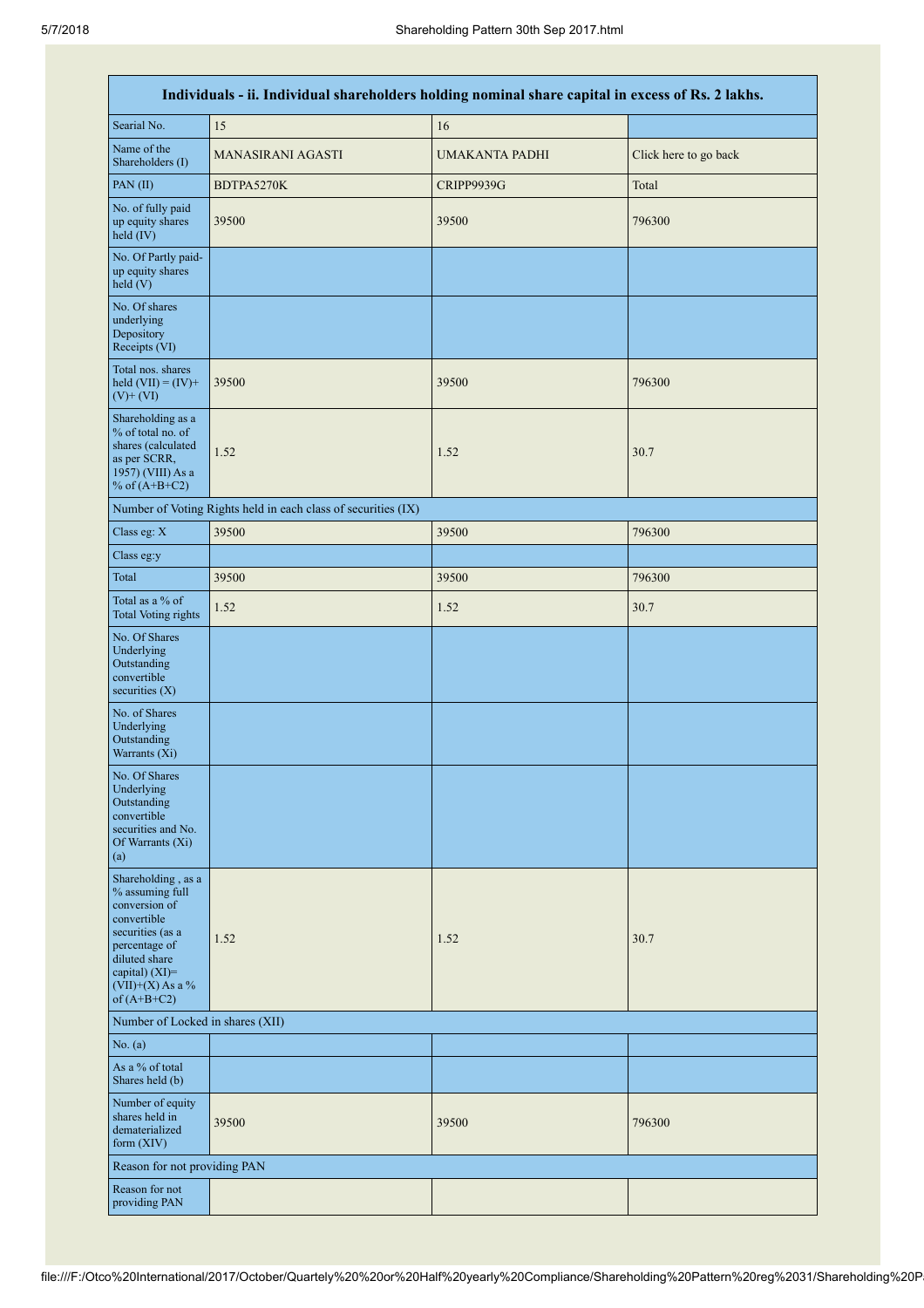| Individuals - ii. Individual shareholders holding nominal share capital in excess of Rs. 2 lakhs. | | | |
|---|---|---|---|
| Searial No. | 15 | 16 | |
| Name of the Shareholders (I) | MANASIRANI AGASTI | UMAKANTA PADHI | Click here to go back |
| PAN (II) | BDTPA5270K | CRIPP9939G | Total |
| No. of fully paid up equity shares held (IV) | 39500 | 39500 | 796300 |
| No. Of Partly paid-up equity shares held (V) | | | |
| No. Of shares underlying Depository Receipts (VI) | | | |
| Total nos. shares held (VII) = (IV)+ (V)+ (VI) | 39500 | 39500 | 796300 |
| Shareholding as a % of total no. of shares (calculated as per SCRR, 1957) (VIII) As a % of (A+B+C2) | 1.52 | 1.52 | 30.7 |
| Number of Voting Rights held in each class of securities (IX) | | | |
| Class eg: X | 39500 | 39500 | 796300 |
| Class eg:y | | | |
| Total | 39500 | 39500 | 796300 |
| Total as a % of Total Voting rights | 1.52 | 1.52 | 30.7 |
| No. Of Shares Underlying Outstanding convertible securities (X) | | | |
| No. of Shares Underlying Outstanding Warrants (Xi) | | | |
| No. Of Shares Underlying Outstanding convertible securities and No. Of Warrants (Xi) (a) | | | |
| Shareholding , as a % assuming full conversion of convertible securities (as a percentage of diluted share capital) (XI)= (VII)+(X) As a % of (A+B+C2) | 1.52 | 1.52 | 30.7 |
| Number of Locked in shares (XII) | | | |
| No. (a) | | | |
| As a % of total Shares held (b) | | | |
| Number of equity shares held in dematerialized form (XIV) | 39500 | 39500 | 796300 |
| Reason for not providing PAN | | | |
| Reason for not providing PAN | | | |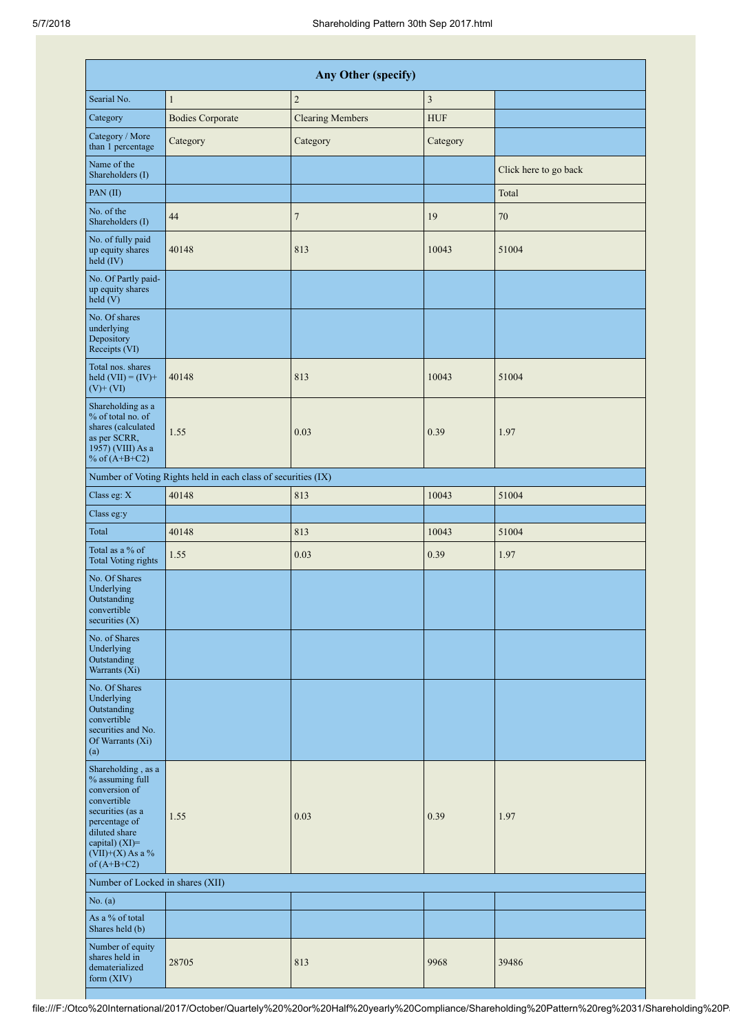| Any Other (specify) | | | | |
|---|---|---|---|---|
| Searial No. | 1 | 2 | 3 | |
| Category | Bodies Corporate | Clearing Members | HUF | |
| Category / More than 1 percentage | Category | Category | Category | |
| Name of the Shareholders (I) | | | | Click here to go back |
| PAN (II) | | | | Total |
| No. of the Shareholders (I) | 44 | 7 | 19 | 70 |
| No. of fully paid up equity shares held (IV) | 40148 | 813 | 10043 | 51004 |
| No. Of Partly paid-up equity shares held (V) | | | | |
| No. Of shares underlying Depository Receipts (VI) | | | | |
| Total nos. shares held (VII) = (IV)+ (V)+ (VI) | 40148 | 813 | 10043 | 51004 |
| Shareholding as a % of total no. of shares (calculated as per SCRR, 1957) (VIII) As a % of (A+B+C2) | 1.55 | 0.03 | 0.39 | 1.97 |
| Number of Voting Rights held in each class of securities (IX) | | | | |
| Class eg: X | 40148 | 813 | 10043 | 51004 |
| Class eg:y | | | | |
| Total | 40148 | 813 | 10043 | 51004 |
| Total as a % of Total Voting rights | 1.55 | 0.03 | 0.39 | 1.97 |
| No. Of Shares Underlying Outstanding convertible securities (X) | | | | |
| No. of Shares Underlying Outstanding Warrants (Xi) | | | | |
| No. Of Shares Underlying Outstanding convertible securities and No. Of Warrants (Xi) (a) | | | | |
| Shareholding , as a % assuming full conversion of convertible securities (as a percentage of diluted share capital) (XI)= (VII)+(X) As a % of (A+B+C2) | 1.55 | 0.03 | 0.39 | 1.97 |
| Number of Locked in shares (XII) | | | | |
| No. (a) | | | | |
| As a % of total Shares held (b) | | | | |
| Number of equity shares held in dematerialized form (XIV) | 28705 | 813 | 9968 | 39486 |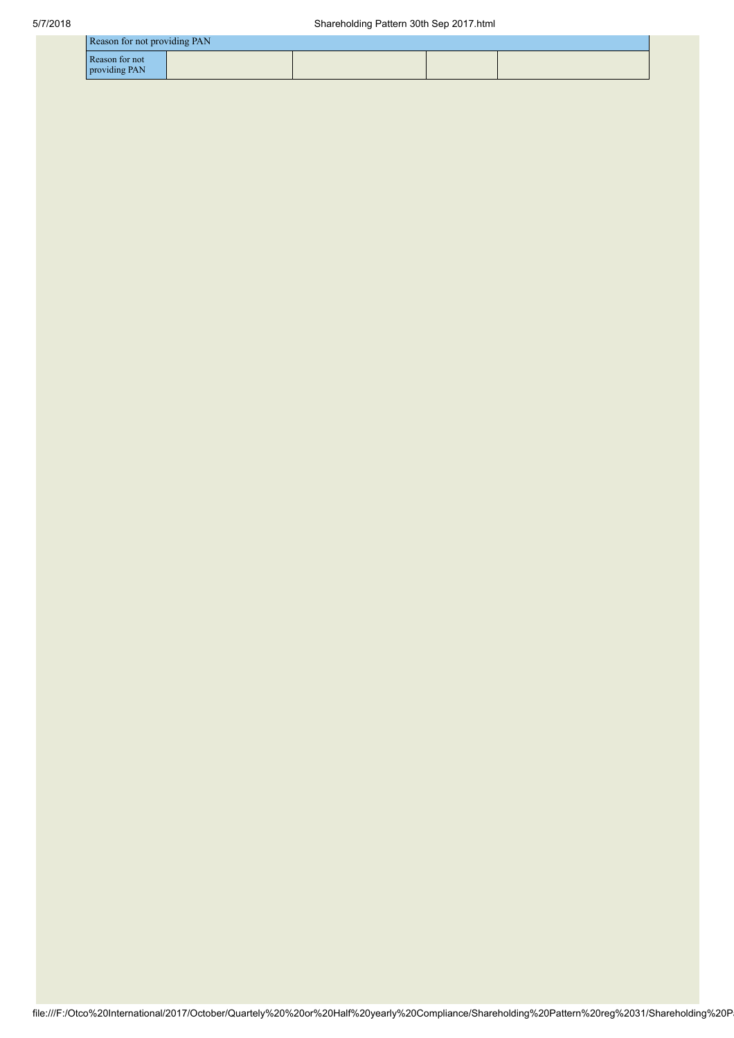| Reason for not providing PAN | | | | |
|---|---|---|---|---|
| Reason for not providing PAN | | | | |